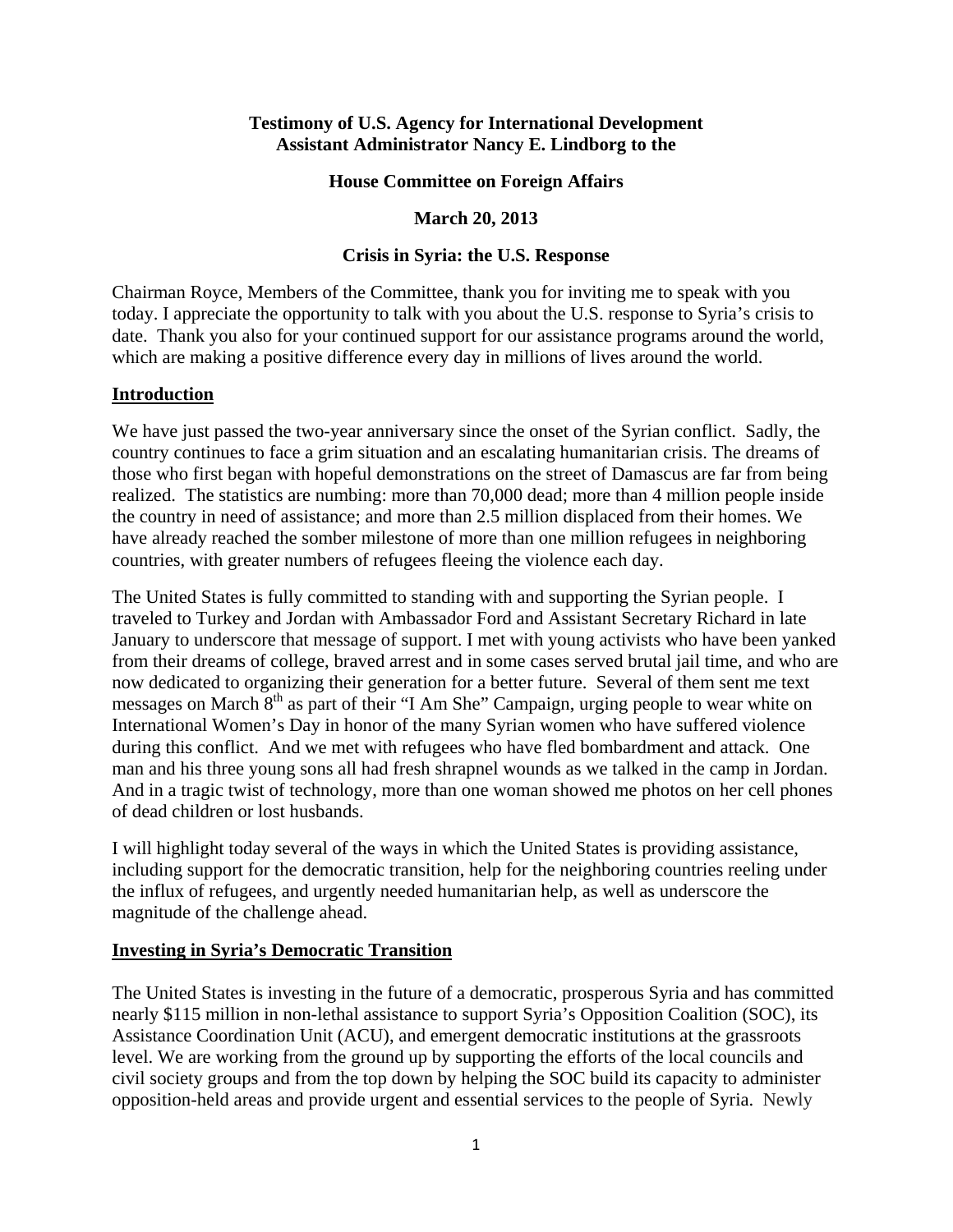**Testimony of U.S. Agency for International Development Assistant Administrator Nancy E. Lindborg to the**

**House Committee on Foreign Affairs**

**March 20, 2013**

**Crisis in Syria: the U.S. Response**

Chairman Royce, Members of the Committee, thank you for inviting me to speak with you today. I appreciate the opportunity to talk with you about the U.S. response to Syria's crisis to date. Thank you also for your continued support for our assistance programs around the world, which are making a positive difference every day in millions of lives around the world.

## Introduction

We have just passed the two-year anniversary since the onset of the Syrian conflict. Sadly, the country continues to face a grim situation and an escalating humanitarian crisis. The dreams of those who first began with hopeful demonstrations on the street of Damascus are far from being realized. The statistics are numbing: more than 70,000 dead; more than 4 million people inside the country in need of assistance; and more than 2.5 million displaced from their homes. We have already reached the somber milestone of more than one million refugees in neighboring countries, with greater numbers of refugees fleeing the violence each day.

The United States is fully committed to standing with and supporting the Syrian people. I traveled to Turkey and Jordan with Ambassador Ford and Assistant Secretary Richard in late January to underscore that message of support. I met with young activists who have been yanked from their dreams of college, braved arrest and in some cases served brutal jail time, and who are now dedicated to organizing their generation for a better future. Several of them sent me text messages on March 8th as part of their "I Am She" Campaign, urging people to wear white on International Women's Day in honor of the many Syrian women who have suffered violence during this conflict. And we met with refugees who have fled bombardment and attack. One man and his three young sons all had fresh shrapnel wounds as we talked in the camp in Jordan. And in a tragic twist of technology, more than one woman showed me photos on her cell phones of dead children or lost husbands.

I will highlight today several of the ways in which the United States is providing assistance, including support for the democratic transition, help for the neighboring countries reeling under the influx of refugees, and urgently needed humanitarian help, as well as underscore the magnitude of the challenge ahead.

## Investing in Syria's Democratic Transition

The United States is investing in the future of a democratic, prosperous Syria and has committed nearly $115 million in non-lethal assistance to support Syria's Opposition Coalition (SOC), its Assistance Coordination Unit (ACU), and emergent democratic institutions at the grassroots level. We are working from the ground up by supporting the efforts of the local councils and civil society groups and from the top down by helping the SOC build its capacity to administer opposition-held areas and provide urgent and essential services to the people of Syria. Newly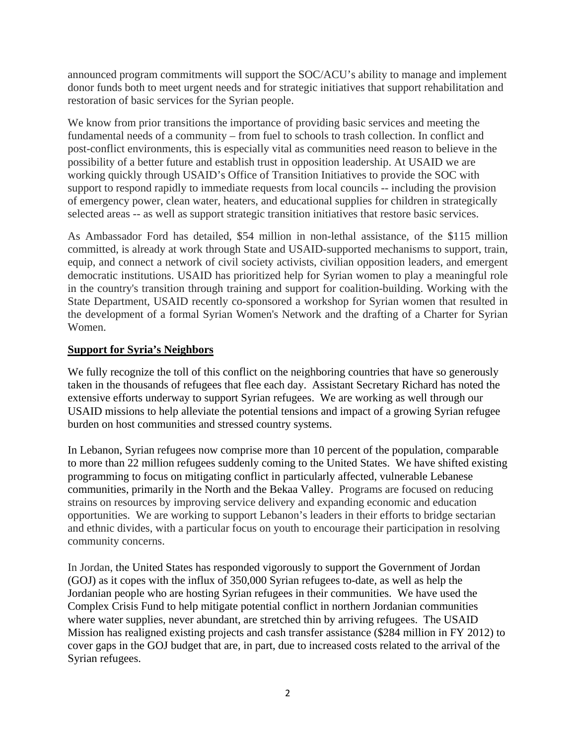announced program commitments will support the SOC/ACU's ability to manage and implement donor funds both to meet urgent needs and for strategic initiatives that support rehabilitation and restoration of basic services for the Syrian people.

We know from prior transitions the importance of providing basic services and meeting the fundamental needs of a community – from fuel to schools to trash collection. In conflict and post-conflict environments, this is especially vital as communities need reason to believe in the possibility of a better future and establish trust in opposition leadership. At USAID we are working quickly through USAID's Office of Transition Initiatives to provide the SOC with support to respond rapidly to immediate requests from local councils -- including the provision of emergency power, clean water, heaters, and educational supplies for children in strategically selected areas -- as well as support strategic transition initiatives that restore basic services.

As Ambassador Ford has detailed, $54 million in non-lethal assistance, of the $115 million committed, is already at work through State and USAID-supported mechanisms to support, train, equip, and connect a network of civil society activists, civilian opposition leaders, and emergent democratic institutions. USAID has prioritized help for Syrian women to play a meaningful role in the country's transition through training and support for coalition-building. Working with the State Department, USAID recently co-sponsored a workshop for Syrian women that resulted in the development of a formal Syrian Women's Network and the drafting of a Charter for Syrian Women.

**Support for Syria's Neighbors**

We fully recognize the toll of this conflict on the neighboring countries that have so generously taken in the thousands of refugees that flee each day. Assistant Secretary Richard has noted the extensive efforts underway to support Syrian refugees. We are working as well through our USAID missions to help alleviate the potential tensions and impact of a growing Syrian refugee burden on host communities and stressed country systems.

In Lebanon, Syrian refugees now comprise more than 10 percent of the population, comparable to more than 22 million refugees suddenly coming to the United States. We have shifted existing programming to focus on mitigating conflict in particularly affected, vulnerable Lebanese communities, primarily in the North and the Bekaa Valley. Programs are focused on reducing strains on resources by improving service delivery and expanding economic and education opportunities. We are working to support Lebanon's leaders in their efforts to bridge sectarian and ethnic divides, with a particular focus on youth to encourage their participation in resolving community concerns.

In Jordan, the United States has responded vigorously to support the Government of Jordan (GOJ) as it copes with the influx of 350,000 Syrian refugees to-date, as well as help the Jordanian people who are hosting Syrian refugees in their communities. We have used the Complex Crisis Fund to help mitigate potential conflict in northern Jordanian communities where water supplies, never abundant, are stretched thin by arriving refugees. The USAID Mission has realigned existing projects and cash transfer assistance ($284 million in FY 2012) to cover gaps in the GOJ budget that are, in part, due to increased costs related to the arrival of the Syrian refugees.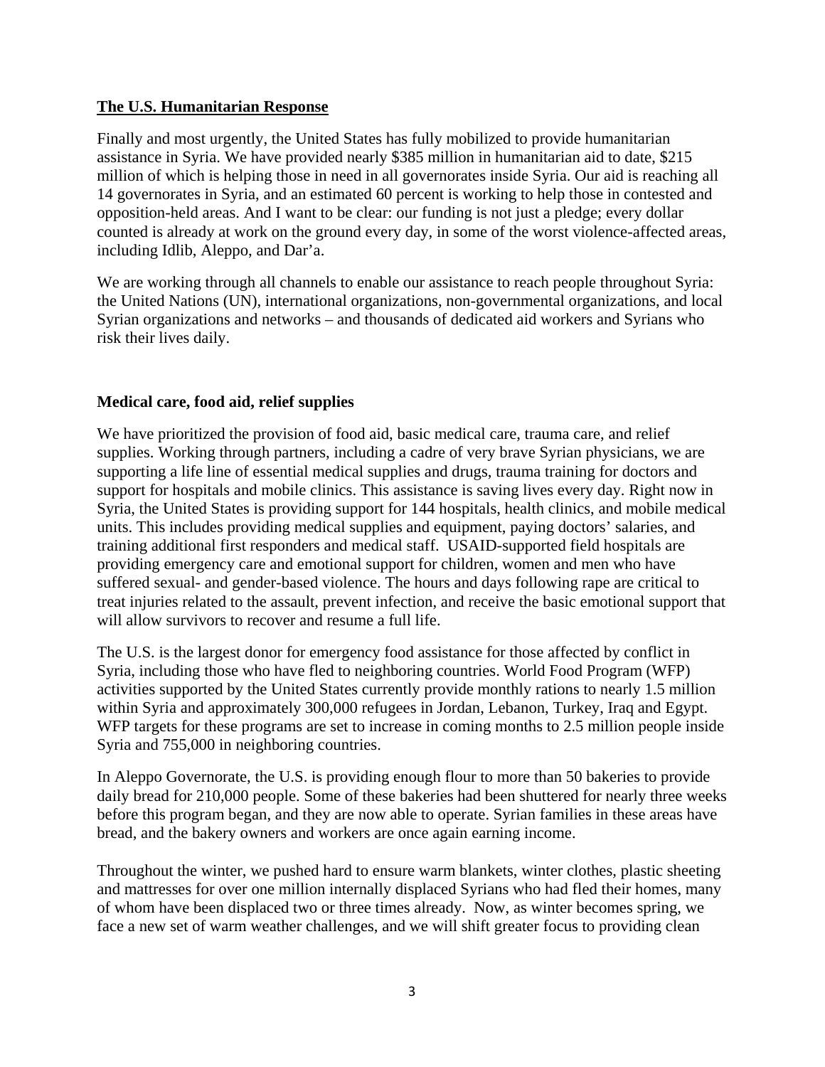## The U.S. Humanitarian Response

Finally and most urgently, the United States has fully mobilized to provide humanitarian assistance in Syria. We have provided nearly $385 million in humanitarian aid to date, $215 million of which is helping those in need in all governorates inside Syria. Our aid is reaching all 14 governorates in Syria, and an estimated 60 percent is working to help those in contested and opposition-held areas. And I want to be clear: our funding is not just a pledge; every dollar counted is already at work on the ground every day, in some of the worst violence-affected areas, including Idlib, Aleppo, and Dar'a.

We are working through all channels to enable our assistance to reach people throughout Syria: the United Nations (UN), international organizations, non-governmental organizations, and local Syrian organizations and networks – and thousands of dedicated aid workers and Syrians who risk their lives daily.

### Medical care, food aid, relief supplies

We have prioritized the provision of food aid, basic medical care, trauma care, and relief supplies. Working through partners, including a cadre of very brave Syrian physicians, we are supporting a life line of essential medical supplies and drugs, trauma training for doctors and support for hospitals and mobile clinics. This assistance is saving lives every day. Right now in Syria, the United States is providing support for 144 hospitals, health clinics, and mobile medical units. This includes providing medical supplies and equipment, paying doctors' salaries, and training additional first responders and medical staff. USAID-supported field hospitals are providing emergency care and emotional support for children, women and men who have suffered sexual- and gender-based violence. The hours and days following rape are critical to treat injuries related to the assault, prevent infection, and receive the basic emotional support that will allow survivors to recover and resume a full life.

The U.S. is the largest donor for emergency food assistance for those affected by conflict in Syria, including those who have fled to neighboring countries. World Food Program (WFP) activities supported by the United States currently provide monthly rations to nearly 1.5 million within Syria and approximately 300,000 refugees in Jordan, Lebanon, Turkey, Iraq and Egypt. WFP targets for these programs are set to increase in coming months to 2.5 million people inside Syria and 755,000 in neighboring countries.

In Aleppo Governorate, the U.S. is providing enough flour to more than 50 bakeries to provide daily bread for 210,000 people. Some of these bakeries had been shuttered for nearly three weeks before this program began, and they are now able to operate. Syrian families in these areas have bread, and the bakery owners and workers are once again earning income.

Throughout the winter, we pushed hard to ensure warm blankets, winter clothes, plastic sheeting and mattresses for over one million internally displaced Syrians who had fled their homes, many of whom have been displaced two or three times already. Now, as winter becomes spring, we face a new set of warm weather challenges, and we will shift greater focus to providing clean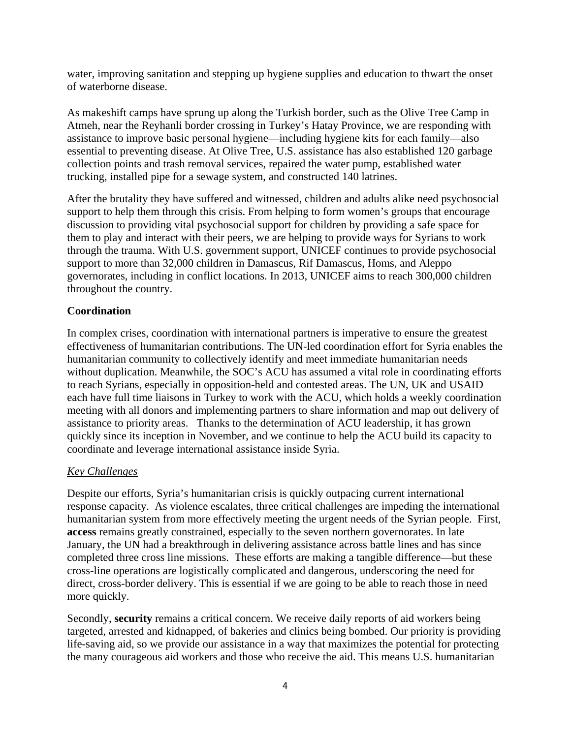water, improving sanitation and stepping up hygiene supplies and education to thwart the onset of waterborne disease.

As makeshift camps have sprung up along the Turkish border, such as the Olive Tree Camp in Atmeh, near the Reyhanli border crossing in Turkey's Hatay Province, we are responding with assistance to improve basic personal hygiene—including hygiene kits for each family—also essential to preventing disease. At Olive Tree, U.S. assistance has also established 120 garbage collection points and trash removal services, repaired the water pump, established water trucking, installed pipe for a sewage system, and constructed 140 latrines.

After the brutality they have suffered and witnessed, children and adults alike need psychosocial support to help them through this crisis. From helping to form women's groups that encourage discussion to providing vital psychosocial support for children by providing a safe space for them to play and interact with their peers, we are helping to provide ways for Syrians to work through the trauma. With U.S. government support, UNICEF continues to provide psychosocial support to more than 32,000 children in Damascus, Rif Damascus, Homs, and Aleppo governorates, including in conflict locations. In 2013, UNICEF aims to reach 300,000 children throughout the country.

**Coordination**

In complex crises, coordination with international partners is imperative to ensure the greatest effectiveness of humanitarian contributions. The UN-led coordination effort for Syria enables the humanitarian community to collectively identify and meet immediate humanitarian needs without duplication. Meanwhile, the SOC's ACU has assumed a vital role in coordinating efforts to reach Syrians, especially in opposition-held and contested areas. The UN, UK and USAID each have full time liaisons in Turkey to work with the ACU, which holds a weekly coordination meeting with all donors and implementing partners to share information and map out delivery of assistance to priority areas. Thanks to the determination of ACU leadership, it has grown quickly since its inception in November, and we continue to help the ACU build its capacity to coordinate and leverage international assistance inside Syria.

*Key Challenges*

Despite our efforts, Syria's humanitarian crisis is quickly outpacing current international response capacity. As violence escalates, three critical challenges are impeding the international humanitarian system from more effectively meeting the urgent needs of the Syrian people. First, **access** remains greatly constrained, especially to the seven northern governorates. In late January, the UN had a breakthrough in delivering assistance across battle lines and has since completed three cross line missions. These efforts are making a tangible difference—but these cross-line operations are logistically complicated and dangerous, underscoring the need for direct, cross-border delivery. This is essential if we are going to be able to reach those in need more quickly.

Secondly, **security** remains a critical concern. We receive daily reports of aid workers being targeted, arrested and kidnapped, of bakeries and clinics being bombed. Our priority is providing life-saving aid, so we provide our assistance in a way that maximizes the potential for protecting the many courageous aid workers and those who receive the aid. This means U.S. humanitarian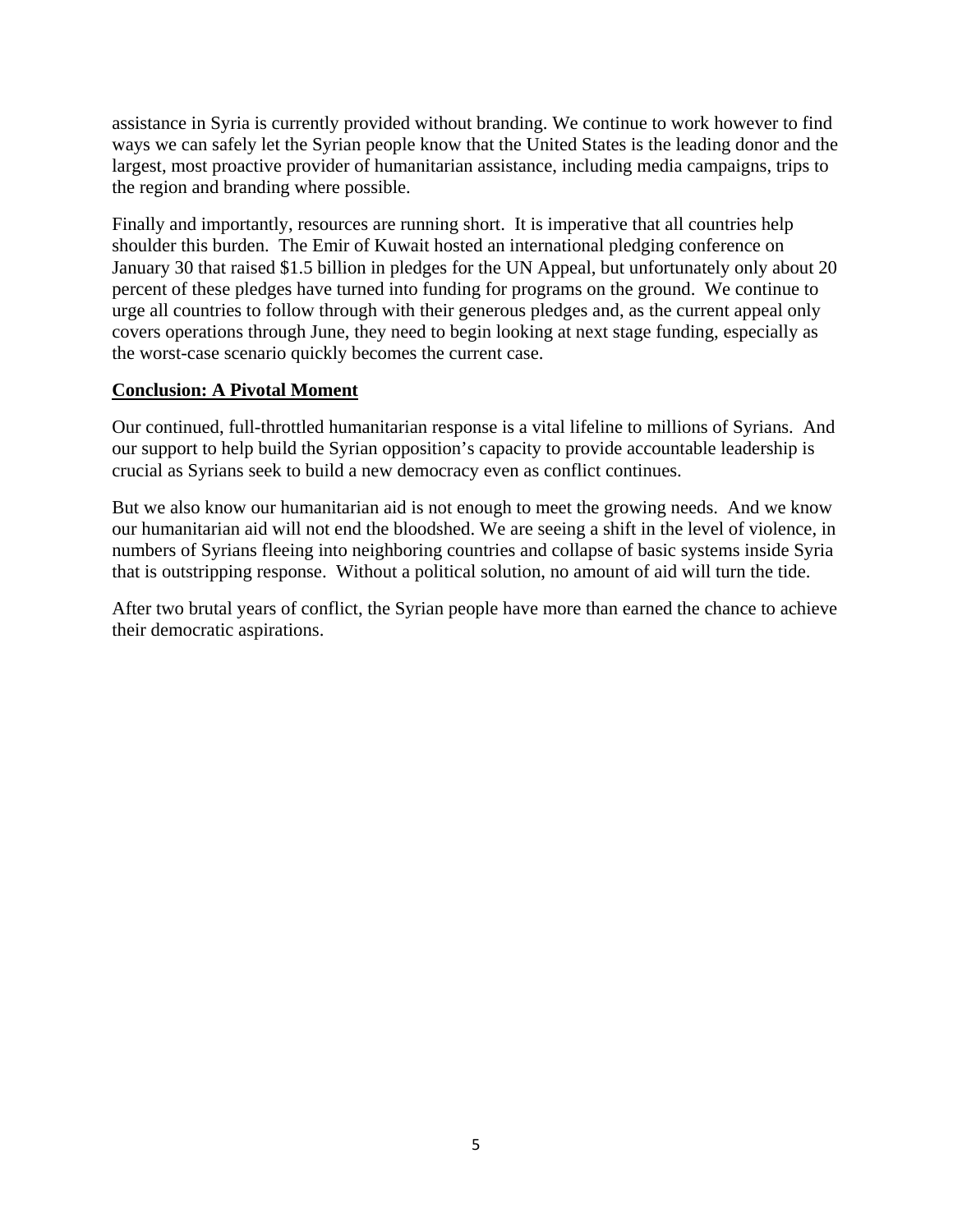assistance in Syria is currently provided without branding. We continue to work however to find ways we can safely let the Syrian people know that the United States is the leading donor and the largest, most proactive provider of humanitarian assistance, including media campaigns, trips to the region and branding where possible.

Finally and importantly, resources are running short. It is imperative that all countries help shoulder this burden. The Emir of Kuwait hosted an international pledging conference on January 30 that raised $1.5 billion in pledges for the UN Appeal, but unfortunately only about 20 percent of these pledges have turned into funding for programs on the ground. We continue to urge all countries to follow through with their generous pledges and, as the current appeal only covers operations through June, they need to begin looking at next stage funding, especially as the worst-case scenario quickly becomes the current case.

**Conclusion: A Pivotal Moment**

Our continued, full-throttled humanitarian response is a vital lifeline to millions of Syrians. And our support to help build the Syrian opposition's capacity to provide accountable leadership is crucial as Syrians seek to build a new democracy even as conflict continues.

But we also know our humanitarian aid is not enough to meet the growing needs. And we know our humanitarian aid will not end the bloodshed. We are seeing a shift in the level of violence, in numbers of Syrians fleeing into neighboring countries and collapse of basic systems inside Syria that is outstripping response. Without a political solution, no amount of aid will turn the tide.

After two brutal years of conflict, the Syrian people have more than earned the chance to achieve their democratic aspirations.